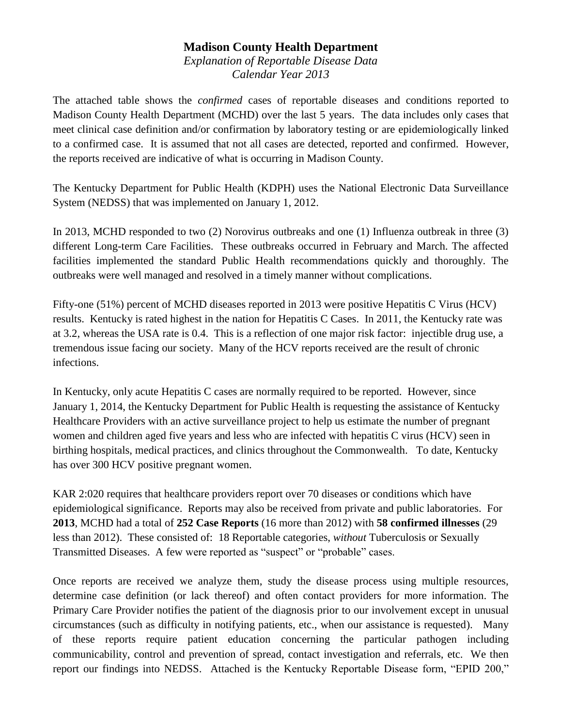# Madison County Health Department

*Explanation of Reportable Disease Data*
*Calendar Year 2013*

The attached table shows the *confirmed* cases of reportable diseases and conditions reported to Madison County Health Department (MCHD) over the last 5 years. The data includes only cases that meet clinical case definition and/or confirmation by laboratory testing or are epidemiologically linked to a confirmed case. It is assumed that not all cases are detected, reported and confirmed. However, the reports received are indicative of what is occurring in Madison County.

The Kentucky Department for Public Health (KDPH) uses the National Electronic Data Surveillance System (NEDSS) that was implemented on January 1, 2012.

In 2013, MCHD responded to two (2) Norovirus outbreaks and one (1) Influenza outbreak in three (3) different Long-term Care Facilities. These outbreaks occurred in February and March. The affected facilities implemented the standard Public Health recommendations quickly and thoroughly. The outbreaks were well managed and resolved in a timely manner without complications.

Fifty-one (51%) percent of MCHD diseases reported in 2013 were positive Hepatitis C Virus (HCV) results. Kentucky is rated highest in the nation for Hepatitis C Cases. In 2011, the Kentucky rate was at 3.2, whereas the USA rate is 0.4. This is a reflection of one major risk factor: injectible drug use, a tremendous issue facing our society. Many of the HCV reports received are the result of chronic infections.

In Kentucky, only acute Hepatitis C cases are normally required to be reported. However, since January 1, 2014, the Kentucky Department for Public Health is requesting the assistance of Kentucky Healthcare Providers with an active surveillance project to help us estimate the number of pregnant women and children aged five years and less who are infected with hepatitis C virus (HCV) seen in birthing hospitals, medical practices, and clinics throughout the Commonwealth. To date, Kentucky has over 300 HCV positive pregnant women.

KAR 2:020 requires that healthcare providers report over 70 diseases or conditions which have epidemiological significance. Reports may also be received from private and public laboratories. For **2013**, MCHD had a total of **252 Case Reports** (16 more than 2012) with **58 confirmed illnesses** (29 less than 2012). These consisted of: 18 Reportable categories, *without* Tuberculosis or Sexually Transmitted Diseases. A few were reported as "suspect" or "probable" cases.

Once reports are received we analyze them, study the disease process using multiple resources, determine case definition (or lack thereof) and often contact providers for more information. The Primary Care Provider notifies the patient of the diagnosis prior to our involvement except in unusual circumstances (such as difficulty in notifying patients, etc., when our assistance is requested). Many of these reports require patient education concerning the particular pathogen including communicability, control and prevention of spread, contact investigation and referrals, etc. We then report our findings into NEDSS. Attached is the Kentucky Reportable Disease form, "EPID 200,"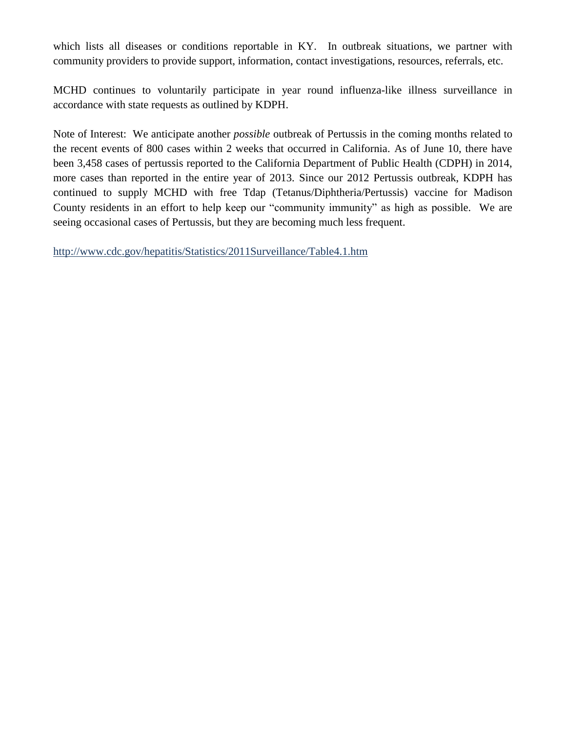which lists all diseases or conditions reportable in KY. In outbreak situations, we partner with community providers to provide support, information, contact investigations, resources, referrals, etc.

MCHD continues to voluntarily participate in year round influenza-like illness surveillance in accordance with state requests as outlined by KDPH.

Note of Interest: We anticipate another *possible* outbreak of Pertussis in the coming months related to the recent events of 800 cases within 2 weeks that occurred in California. As of June 10, there have been 3,458 cases of pertussis reported to the California Department of Public Health (CDPH) in 2014, more cases than reported in the entire year of 2013. Since our 2012 Pertussis outbreak, KDPH has continued to supply MCHD with free Tdap (Tetanus/Diphtheria/Pertussis) vaccine for Madison County residents in an effort to help keep our "community immunity" as high as possible. We are seeing occasional cases of Pertussis, but they are becoming much less frequent.

http://www.cdc.gov/hepatitis/Statistics/2011Surveillance/Table4.1.htm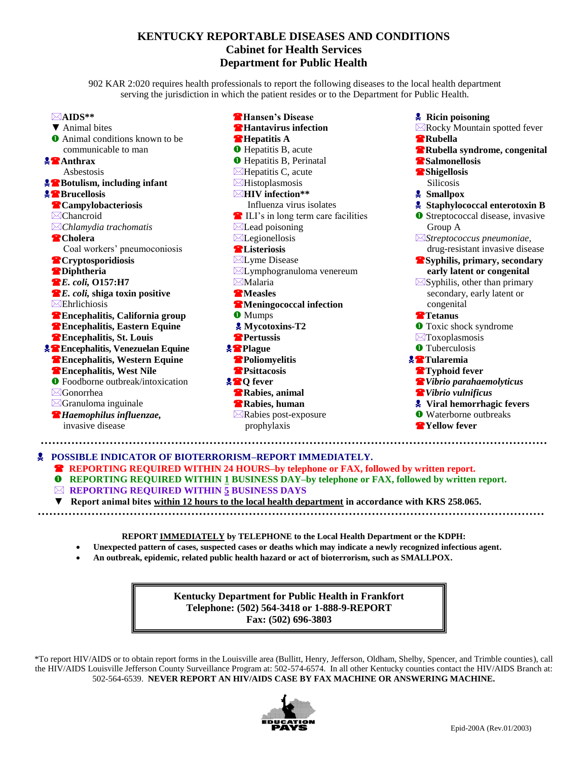# KENTUCKY REPORTABLE DISEASES AND CONDITIONS

## Cabinet for Health Services

## Department for Public Health

902 KAR 2:020 requires health professionals to report the following diseases to the local health department serving the jurisdiction in which the patient resides or to the Department for Public Health.

- ✉ **AIDS\*\***
- ▼ Animal bites
- ➊ Animal conditions known to be communicable to man
- ☣☎ **Anthrax**
- Asbestosis
- ☣☎ **Botulism, including infant**
- ☣☎ **Brucellosis**
- ☎ **Campylobacteriosis**
- ✉ Chancroid
- ✉ *Chlamydia trachomatis*
- ☎ **Cholera**
- Coal workers' pneumoconiosis
- ☎ **Cryptosporidiosis**
- ☎ **Diphtheria**
- ☎ ***E. coli,* O157:H7**
- ☎ ***E. coli,* shiga toxin positive**
- ✉ Ehrlichiosis
- ☎ **Encephalitis, California group**
- ☎ **Encephalitis, Eastern Equine**
- ☎ **Encephalitis, St. Louis**
- ☣☎ **Encephalitis, Venezuelan Equine**
- ☎ **Encephalitis, Western Equine**
- ☎ **Encephalitis, West Nile**
- ➊ Foodborne outbreak/intoxication
- ✉ Gonorrhea
- ✉ Granuloma inguinale
- ☎ ***Haemophilus influenzae,* invasive disease**
- ☎ **Hansen's Disease**
- ☎ **Hantavirus infection**
- ☎ **Hepatitis A**
- ➊ Hepatitis B, acute
- ➊ Hepatitis B, Perinatal
- ✉ Hepatitis C, acute
- ✉ Histoplasmosis
- ✉ **HIV infection\*\***
- Influenza virus isolates
- ☎ ILI's in long term care facilities
- ✉ Lead poisoning
- ✉ Legionellosis
- ☎ **Listeriosis**
- ✉ Lyme Disease
- ✉ Lymphogranuloma venereum
- ✉ Malaria
- ☎ **Measles**
- ☎ **Meningococcal infection**
- ➊ Mumps
- ☣ **Mycotoxins-T2**
- ☎ **Pertussis**
- ☣☎ **Plague**
- ☎ **Poliomyelitis**
- ☎ **Psittacosis**
- ☣☎ **Q fever**
- ☎ **Rabies, animal**
- ☎ **Rabies, human**
- ✉ Rabies post-exposure prophylaxis
- ☣ **Ricin poisoning**
- ✉ Rocky Mountain spotted fever
- ☎ **Rubella**
- ☎ **Rubella syndrome, congenital**
- ☎ **Salmonellosis**
- ☎ **Shigellosis**
- Silicosis
- ☣ **Smallpox**
- ☣ **Staphylococcal enterotoxin B**
- ➊ Streptococcal disease, invasive Group A
- ✉ *Streptococcus pneumoniae,* drug-resistant invasive disease
- ☎ **Syphilis, primary, secondary early latent or congenital**
- ✉ Syphilis, other than primary secondary, early latent or congenital
- ☎ **Tetanus**
- ➊ Toxic shock syndrome
- ✉ Toxoplasmosis
- ➊ Tuberculosis
- ☣☎ **Tularemia**
- ☎ **Typhoid fever**
- ☎ ***Vibrio parahaemolyticus***
- ☎ ***Vibrio vulnificus***
- ☣ **Viral hemorrhagic fevers**
- ➊ Waterborne outbreaks
- ☎ **Yellow fever**

---

☣ **POSSIBLE INDICATOR OF BIOTERRORISM–REPORT IMMEDIATELY.**

☎ **REPORTING REQUIRED WITHIN 24 HOURS–by telephone or FAX, followed by written report.**

➊ **REPORTING REQUIRED WITHIN 1 BUSINESS DAY–by telephone or FAX, followed by written report.**

✉ **REPORTING REQUIRED WITHIN 5 BUSINESS DAYS**

▼ **Report animal bites within 12 hours to the local health department in accordance with KRS 258.065.**

---

**REPORT IMMEDIATELY by TELEPHONE to the Local Health Department or the KDPH:**

- **Unexpected pattern of cases, suspected cases or deaths which may indicate a newly recognized infectious agent.**
- **An outbreak, epidemic, related public health hazard or act of bioterrorism, such as SMALLPOX.**

**Kentucky Department for Public Health in Frankfort**
**Telephone: (502) 564-3418 or 1-888-9-REPORT**
**Fax: (502) 696-3803**

\*To report HIV/AIDS or to obtain report forms in the Louisville area (Bullitt, Henry, Jefferson, Oldham, Shelby, Spencer, and Trimble counties), call the HIV/AIDS Louisville Jefferson County Surveillance Program at: 502-574-6574. In all other Kentucky counties contact the HIV/AIDS Branch at: 502-564-6539. **NEVER REPORT AN HIV/AIDS CASE BY FAX MACHINE OR ANSWERING MACHINE.**

EDUCATION PAYS

Epid-200A (Rev.01/2003)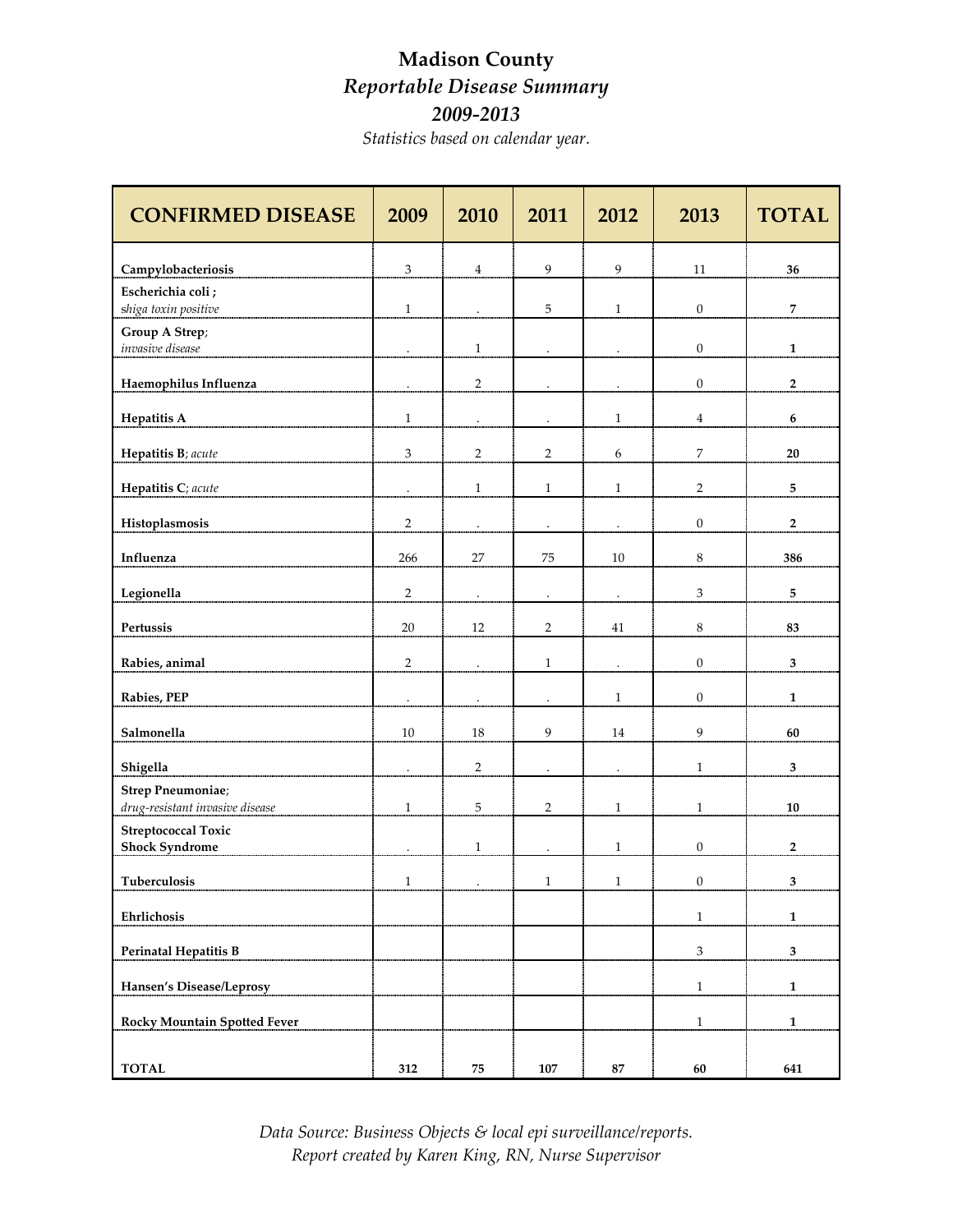# Madison County

## *Reportable Disease Summary*

## *2009-2013*

*Statistics based on calendar year.*

| CONFIRMED DISEASE | 2009 | 2010 | 2011 | 2012 | 2013 | TOTAL |
|---|---|---|---|---|---|---|
| **Campylobacteriosis** | 3 | 4 | 9 | 9 | 11 | **36** |
| **Escherichia coli ;** *shiga toxin positive* | 1 | . | 5 | 1 | 0 | **7** |
| **Group A Strep**; *invasive disease* | . | 1 | . | . | 0 | **1** |
| **Haemophilus Influenza** | . | 2 | . | . | 0 | **2** |
| **Hepatitis A** | 1 | . | . | 1 | 4 | **6** |
| **Hepatitis B**; *acute* | 3 | 2 | 2 | 6 | 7 | **20** |
| **Hepatitis C**; *acute* | . | 1 | 1 | 1 | 2 | **5** |
| **Histoplasmosis** | 2 | . | . | . | 0 | **2** |
| **Influenza** | 266 | 27 | 75 | 10 | 8 | **386** |
| **Legionella** | 2 | . | . | . | 3 | **5** |
| **Pertussis** | 20 | 12 | 2 | 41 | 8 | **83** |
| **Rabies, animal** | 2 | . | 1 | . | 0 | **3** |
| **Rabies, PEP** | . | . | . | 1 | 0 | **1** |
| **Salmonella** | 10 | 18 | 9 | 14 | 9 | **60** |
| **Shigella** | . | 2 | . | . | 1 | **3** |
| **Strep Pneumoniae**; *drug-resistant invasive disease* | 1 | 5 | 2 | 1 | 1 | **10** |
| **Streptococcal Toxic Shock Syndrome** | . | 1 | . | 1 | 0 | **2** |
| **Tuberculosis** | 1 | . | 1 | 1 | 0 | **3** |
| **Ehrlichosis** | | | | | 1 | **1** |
| **Perinatal Hepatitis B** | | | | | 3 | **3** |
| **Hansen's Disease/Leprosy** | | | | | 1 | **1** |
| **Rocky Mountain Spotted Fever** | | | | | 1 | **1** |
| **TOTAL** | **312** | **75** | **107** | **87** | **60** | **641** |

*Data Source: Business Objects & local epi surveillance/reports.*
*Report created by Karen King, RN, Nurse Supervisor*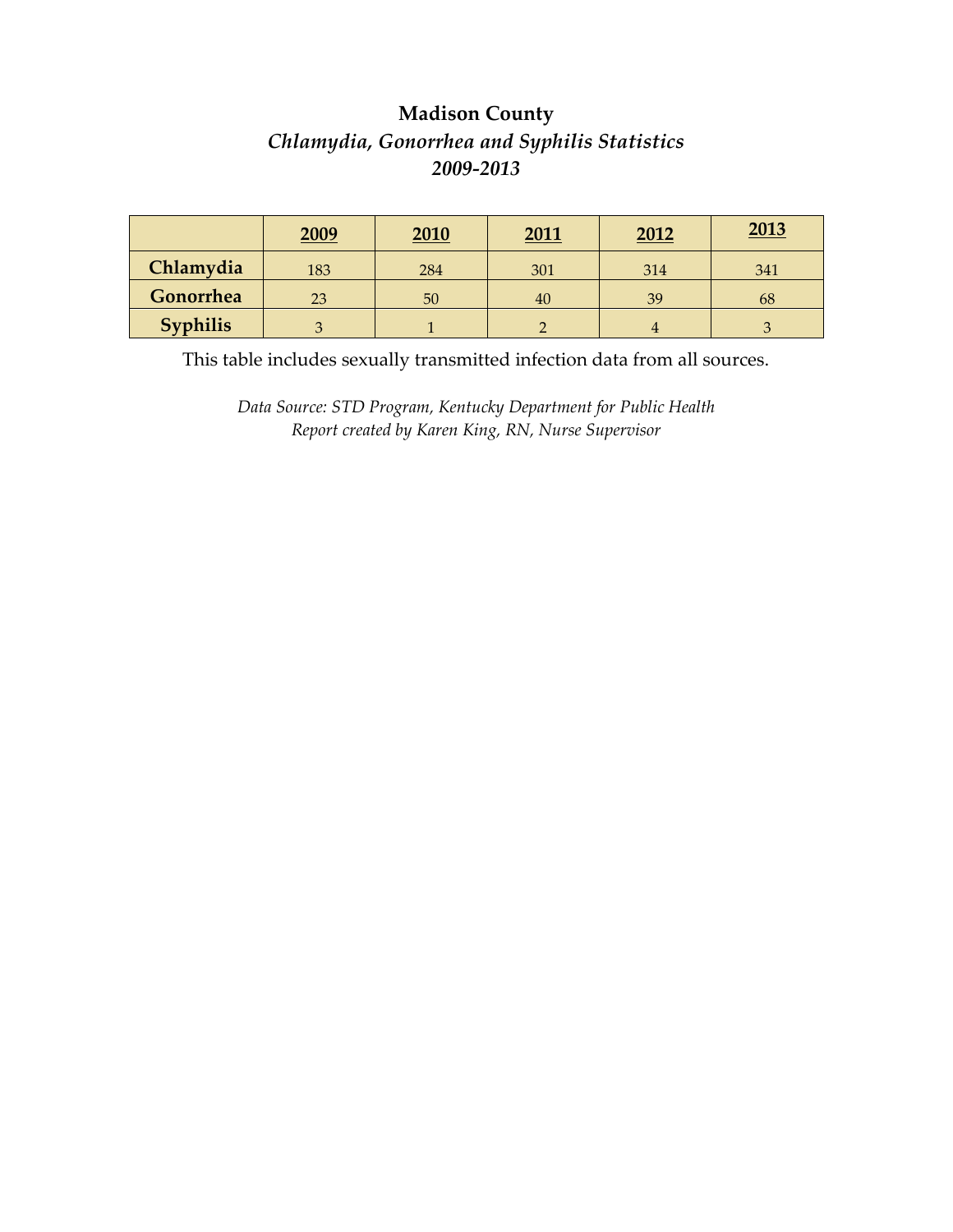# Madison County

## *Chlamydia, Gonorrhea and Syphilis Statistics*

## *2009-2013*

| | 2009 | 2010 | 2011 | 2012 | 2013 |
|---|---|---|---|---|---|
| **Chlamydia** | 183 | 284 | 301 | 314 | 341 |
| **Gonorrhea** | 23 | 50 | 40 | 39 | 68 |
| **Syphilis** | 3 | 1 | 2 | 4 | 3 |

This table includes sexually transmitted infection data from all sources.

*Data Source: STD Program, Kentucky Department for Public Health*
*Report created by Karen King, RN, Nurse Supervisor*